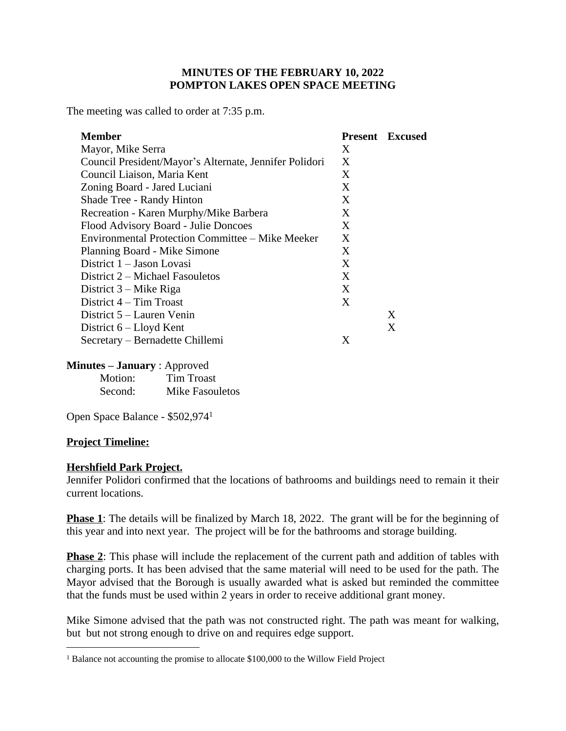**MINUTES OF THE FEBRUARY 10, 2022**
**POMPTON LAKES OPEN SPACE MEETING**

The meeting was called to order at 7:35 p.m.

| Member | Present | Excused |
| --- | --- | --- |
| Mayor, Mike Serra | X | |
| Council President/Mayor's Alternate, Jennifer Polidori | X | |
| Council Liaison, Maria Kent | X | |
| Zoning Board - Jared Luciani | X | |
| Shade Tree - Randy Hinton | X | |
| Recreation - Karen Murphy/Mike Barbera | X | |
| Flood Advisory Board - Julie Doncoes | X | |
| Environmental Protection Committee – Mike Meeker | X | |
| Planning Board - Mike Simone | X | |
| District 1 – Jason Lovasi | X | |
| District 2 – Michael Fasouletos | X | |
| District 3 – Mike Riga | X | |
| District 4 – Tim Troast | X | |
| District 5 – Lauren Venin | | X |
| District 6 – Lloyd Kent | | X |
| Secretary – Bernadette Chillemi | X | |

**Minutes – January** : Approved

Motion: Tim Troast
Second: Mike Fasouletos

Open Space Balance - $502,974[1]

**Project Timeline:**

**Hershfield Park Project.**

Jennifer Polidori confirmed that the locations of bathrooms and buildings need to remain it their current locations.

**Phase 1**: The details will be finalized by March 18, 2022. The grant will be for the beginning of this year and into next year. The project will be for the bathrooms and storage building.

**Phase 2**: This phase will include the replacement of the current path and addition of tables with charging ports. It has been advised that the same material will need to be used for the path. The Mayor advised that the Borough is usually awarded what is asked but reminded the committee that the funds must be used within 2 years in order to receive additional grant money.

Mike Simone advised that the path was not constructed right. The path was meant for walking, but but not strong enough to drive on and requires edge support.

[1] Balance not accounting the promise to allocate $100,000 to the Willow Field Project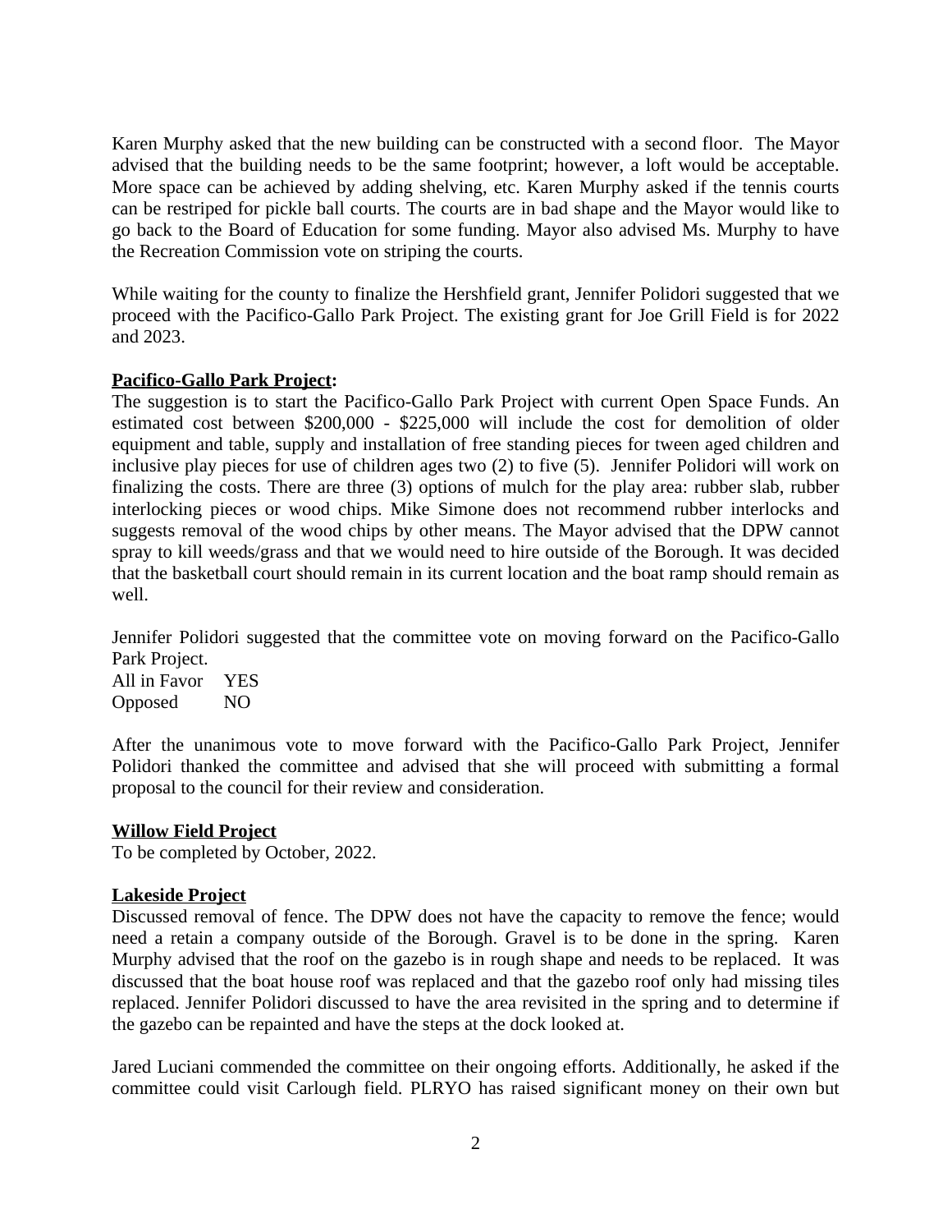Karen Murphy asked that the new building can be constructed with a second floor. The Mayor advised that the building needs to be the same footprint; however, a loft would be acceptable. More space can be achieved by adding shelving, etc. Karen Murphy asked if the tennis courts can be restriped for pickle ball courts. The courts are in bad shape and the Mayor would like to go back to the Board of Education for some funding. Mayor also advised Ms. Murphy to have the Recreation Commission vote on striping the courts.

While waiting for the county to finalize the Hershfield grant, Jennifer Polidori suggested that we proceed with the Pacifico-Gallo Park Project. The existing grant for Joe Grill Field is for 2022 and 2023.

**Pacifico-Gallo Park Project:**

The suggestion is to start the Pacifico-Gallo Park Project with current Open Space Funds. An estimated cost between $200,000 - $225,000 will include the cost for demolition of older equipment and table, supply and installation of free standing pieces for tween aged children and inclusive play pieces for use of children ages two (2) to five (5). Jennifer Polidori will work on finalizing the costs. There are three (3) options of mulch for the play area: rubber slab, rubber interlocking pieces or wood chips. Mike Simone does not recommend rubber interlocks and suggests removal of the wood chips by other means. The Mayor advised that the DPW cannot spray to kill weeds/grass and that we would need to hire outside of the Borough. It was decided that the basketball court should remain in its current location and the boat ramp should remain as well.

Jennifer Polidori suggested that the committee vote on moving forward on the Pacifico-Gallo Park Project.

All in Favor YES
Opposed NO

After the unanimous vote to move forward with the Pacifico-Gallo Park Project, Jennifer Polidori thanked the committee and advised that she will proceed with submitting a formal proposal to the council for their review and consideration.

**Willow Field Project**

To be completed by October, 2022.

**Lakeside Project**

Discussed removal of fence. The DPW does not have the capacity to remove the fence; would need a retain a company outside of the Borough. Gravel is to be done in the spring. Karen Murphy advised that the roof on the gazebo is in rough shape and needs to be replaced. It was discussed that the boat house roof was replaced and that the gazebo roof only had missing tiles replaced. Jennifer Polidori discussed to have the area revisited in the spring and to determine if the gazebo can be repainted and have the steps at the dock looked at.

Jared Luciani commended the committee on their ongoing efforts. Additionally, he asked if the committee could visit Carlough field. PLRYO has raised significant money on their own but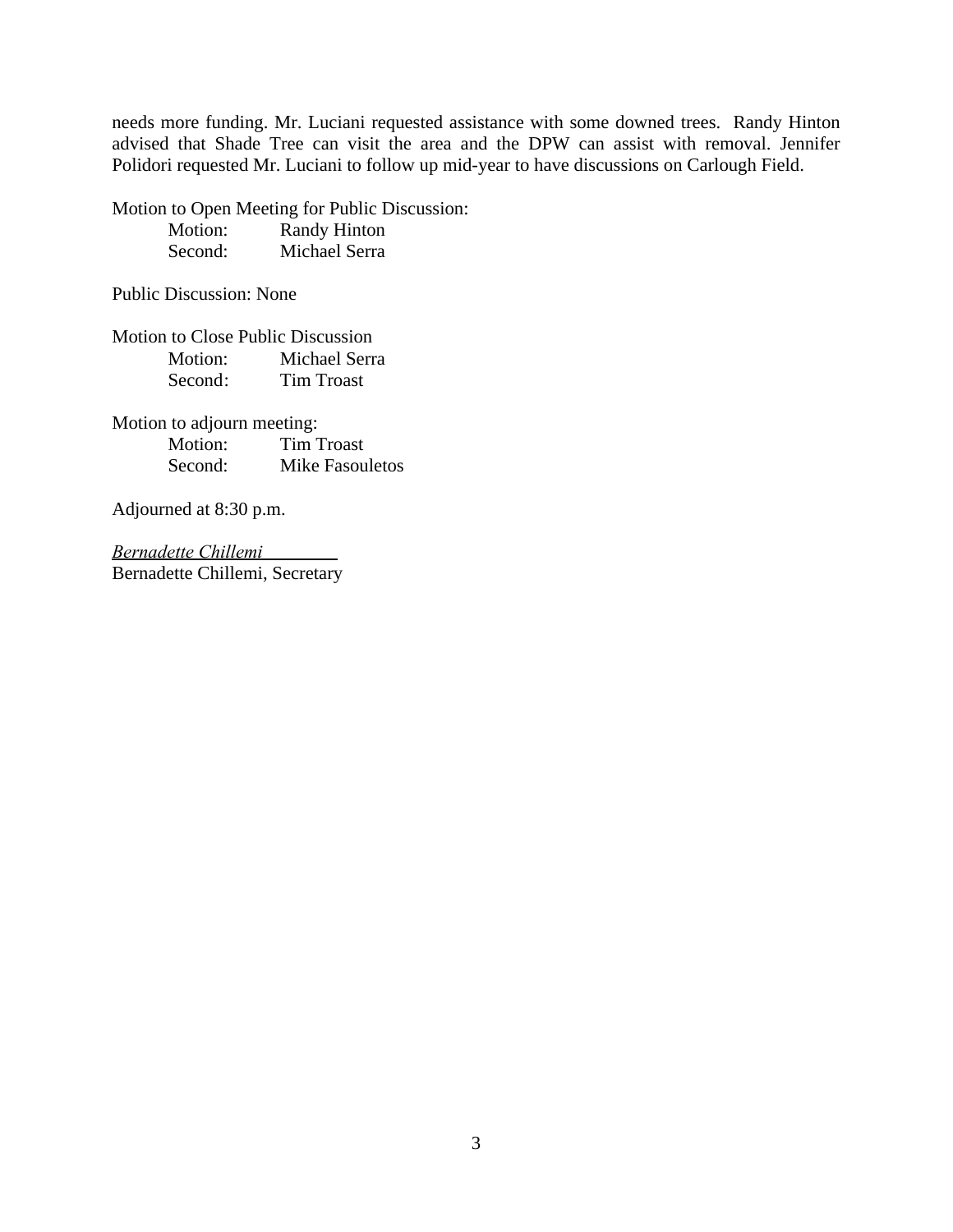needs more funding. Mr. Luciani requested assistance with some downed trees. Randy Hinton advised that Shade Tree can visit the area and the DPW can assist with removal. Jennifer Polidori requested Mr. Luciani to follow up mid-year to have discussions on Carlough Field.

Motion to Open Meeting for Public Discussion:

Motion: Randy Hinton
Second: Michael Serra

Public Discussion: None

Motion to Close Public Discussion

Motion: Michael Serra
Second: Tim Troast

Motion to adjourn meeting:

Motion: Tim Troast
Second: Mike Fasouletos

Adjourned at 8:30 p.m.

*Bernadette Chillemi*
Bernadette Chillemi, Secretary